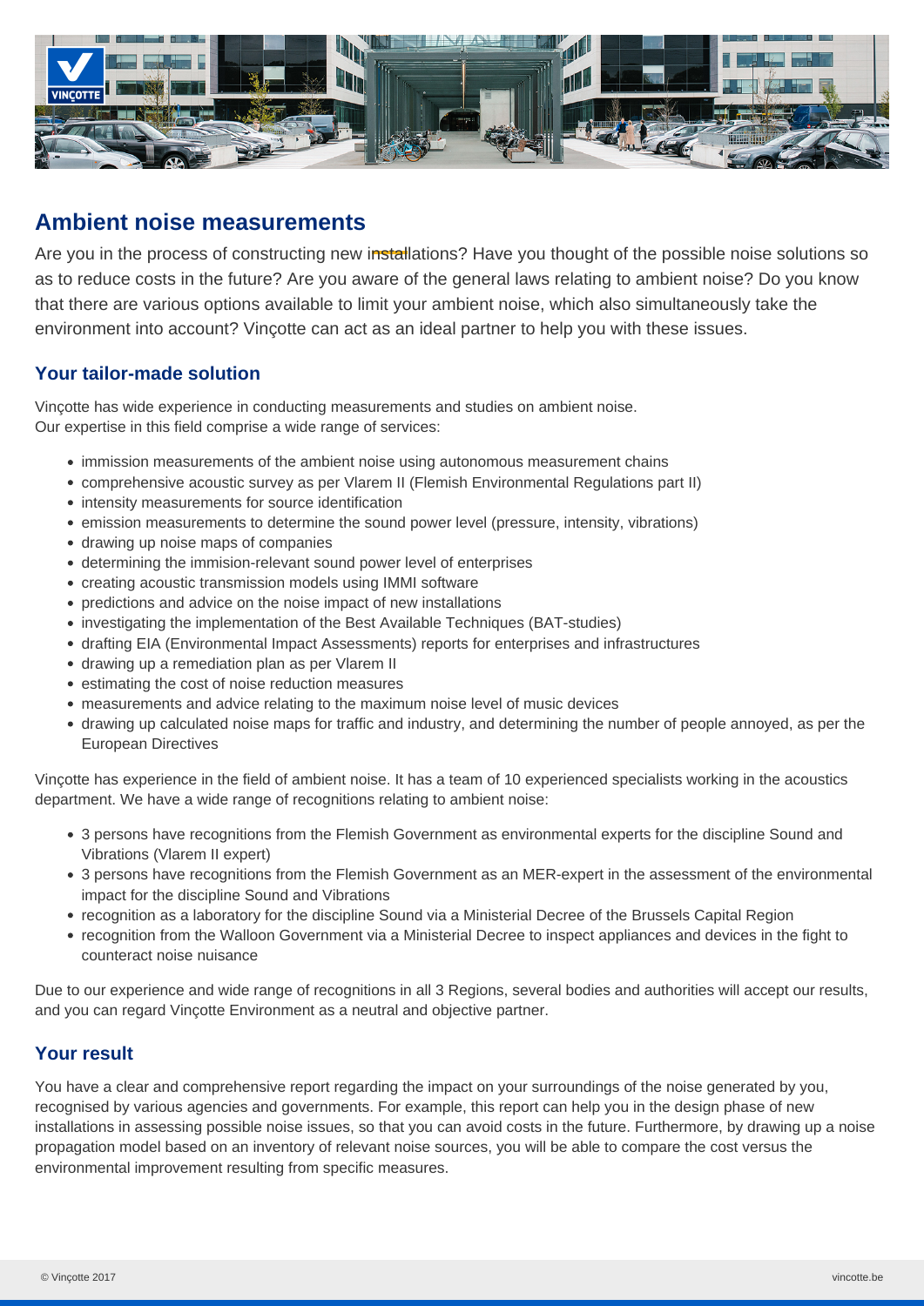# Ambient noise measurements

Are you in the process of constructing new installations? Have you thought of the possible noise solutions so as to reduce costs in the future? Are you aware of the general laws relating to ambient noise? Do you know that there are various options available to limit your ambient noise, which also simultaneously take the environment into account? Vinçotte can act as an ideal partner to help you with these issues.

## Your tailor-made solution

Vinçotte has wide experience in conducting measurements and studies on ambient noise.
Our expertise in this field comprise a wide range of services:

- immission measurements of the ambient noise using autonomous measurement chains
- comprehensive acoustic survey as per Vlarem II (Flemish Environmental Regulations part II)
- intensity measurements for source identification
- emission measurements to determine the sound power level (pressure, intensity, vibrations)
- drawing up noise maps of companies
- determining the immision-relevant sound power level of enterprises
- creating acoustic transmission models using IMMI software
- predictions and advice on the noise impact of new installations
- investigating the implementation of the Best Available Techniques (BAT-studies)
- drafting EIA (Environmental Impact Assessments) reports for enterprises and infrastructures
- drawing up a remediation plan as per Vlarem II
- estimating the cost of noise reduction measures
- measurements and advice relating to the maximum noise level of music devices
- drawing up calculated noise maps for traffic and industry, and determining the number of people annoyed, as per the European Directives

Vinçotte has experience in the field of ambient noise. It has a team of 10 experienced specialists working in the acoustics department. We have a wide range of recognitions relating to ambient noise:

- 3 persons have recognitions from the Flemish Government as environmental experts for the discipline Sound and Vibrations (Vlarem II expert)
- 3 persons have recognitions from the Flemish Government as an MER-expert in the assessment of the environmental impact for the discipline Sound and Vibrations
- recognition as a laboratory for the discipline Sound via a Ministerial Decree of the Brussels Capital Region
- recognition from the Walloon Government via a Ministerial Decree to inspect appliances and devices in the fight to counteract noise nuisance

Due to our experience and wide range of recognitions in all 3 Regions, several bodies and authorities will accept our results, and you can regard Vinçotte Environment as a neutral and objective partner.

## Your result

You have a clear and comprehensive report regarding the impact on your surroundings of the noise generated by you, recognised by various agencies and governments. For example, this report can help you in the design phase of new installations in assessing possible noise issues, so that you can avoid costs in the future. Furthermore, by drawing up a noise propagation model based on an inventory of relevant noise sources, you will be able to compare the cost versus the environmental improvement resulting from specific measures.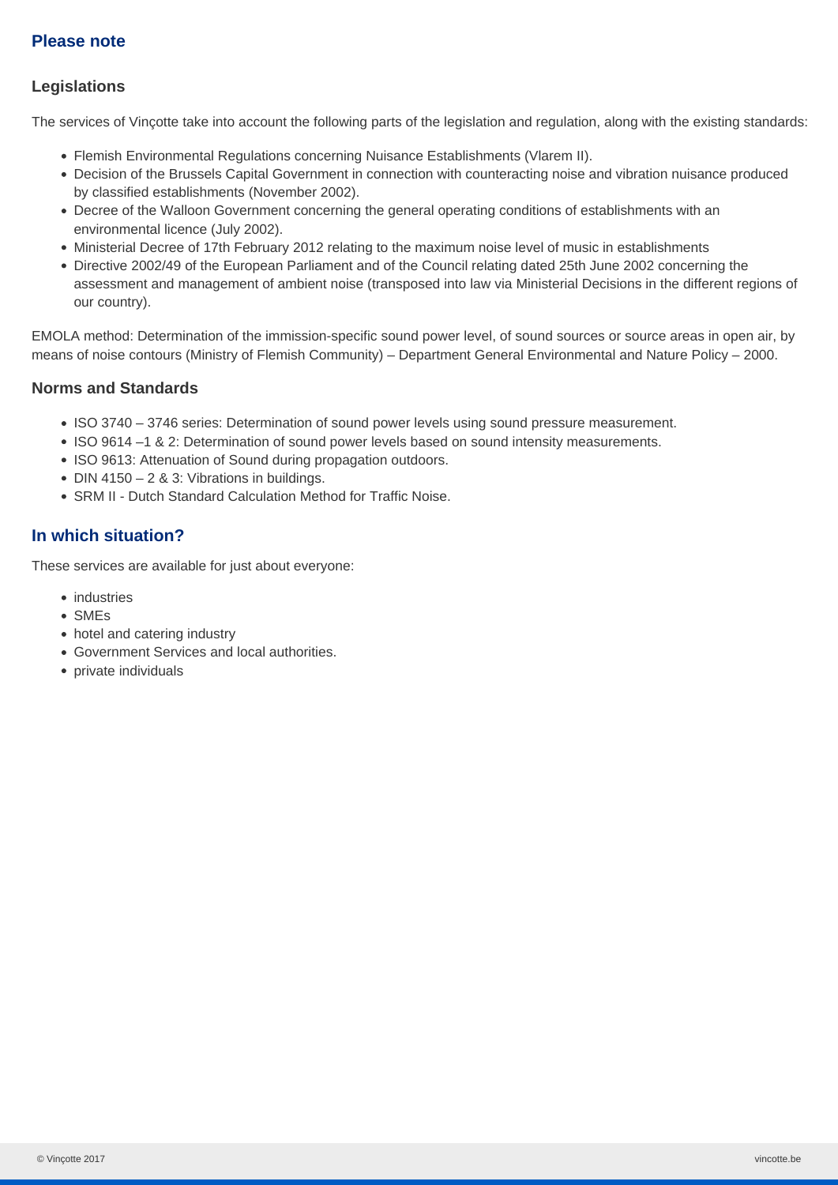## Please note

### Legislations

The services of Vinçotte take into account the following parts of the legislation and regulation, along with the existing standards:

- Flemish Environmental Regulations concerning Nuisance Establishments (Vlarem II).
- Decision of the Brussels Capital Government in connection with counteracting noise and vibration nuisance produced by classified establishments (November 2002).
- Decree of the Walloon Government concerning the general operating conditions of establishments with an environmental licence (July 2002).
- Ministerial Decree of 17th February 2012 relating to the maximum noise level of music in establishments
- Directive 2002/49 of the European Parliament and of the Council relating dated 25th June 2002 concerning the assessment and management of ambient noise (transposed into law via Ministerial Decisions in the different regions of our country).

EMOLA method: Determination of the immission-specific sound power level, of sound sources or source areas in open air, by means of noise contours (Ministry of Flemish Community) – Department General Environmental and Nature Policy – 2000.

### Norms and Standards

- ISO 3740 – 3746 series: Determination of sound power levels using sound pressure measurement.
- ISO 9614 –1 & 2: Determination of sound power levels based on sound intensity measurements.
- ISO 9613: Attenuation of Sound during propagation outdoors.
- DIN 4150 – 2 & 3: Vibrations in buildings.
- SRM II - Dutch Standard Calculation Method for Traffic Noise.

## In which situation?

These services are available for just about everyone:

- industries
- SMEs
- hotel and catering industry
- Government Services and local authorities.
- private individuals